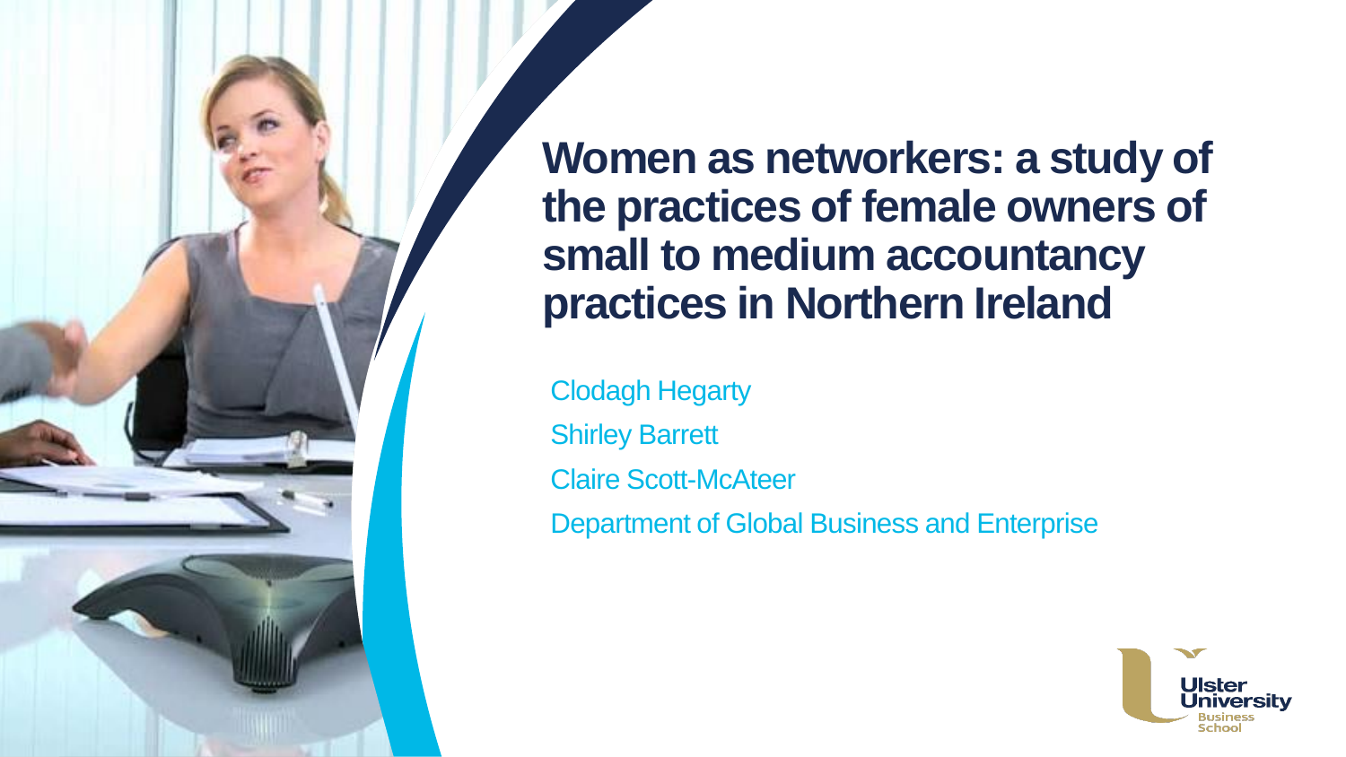# Women as networkers: a study of the practices of female owners of small to medium accountancy practices in Northern Ireland

Clodagh Hegarty

Shirley Barrett

Claire Scott-McAteer

Department of Global Business and Enterprise

Ulster University Business School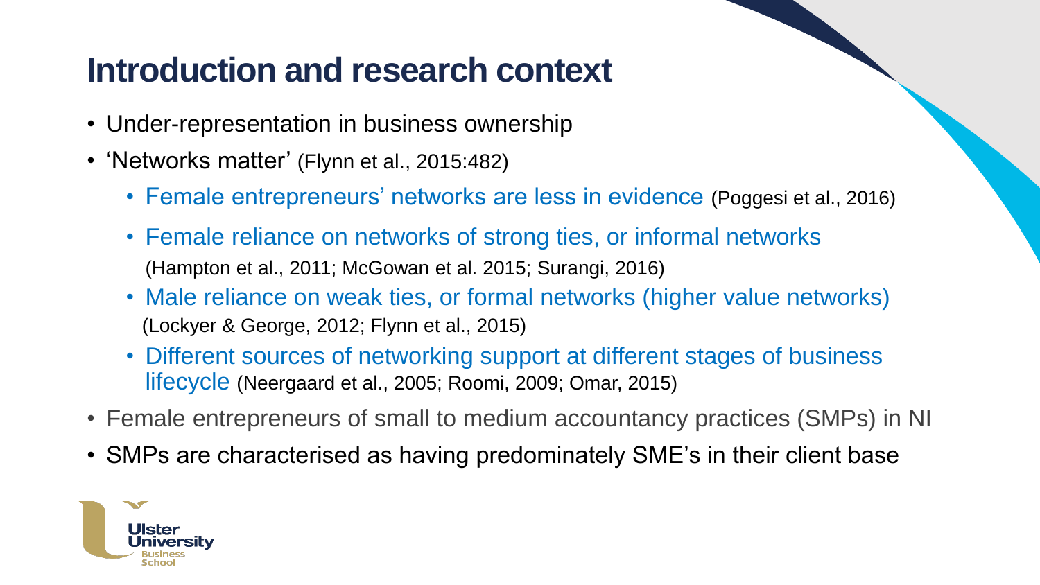# Introduction and research context

- Under-representation in business ownership
- 'Networks matter' (Flynn et al., 2015:482)
  - Female entrepreneurs' networks are less in evidence (Poggesi et al., 2016)
  - Female reliance on networks of strong ties, or informal networks (Hampton et al., 2011; McGowan et al. 2015; Surangi, 2016)
  - Male reliance on weak ties, or formal networks (higher value networks) (Lockyer & George, 2012; Flynn et al., 2015)
  - Different sources of networking support at different stages of business lifecycle (Neergaard et al., 2005; Roomi, 2009; Omar, 2015)
- Female entrepreneurs of small to medium accountancy practices (SMPs) in NI
- SMPs are characterised as having predominately SME's in their client base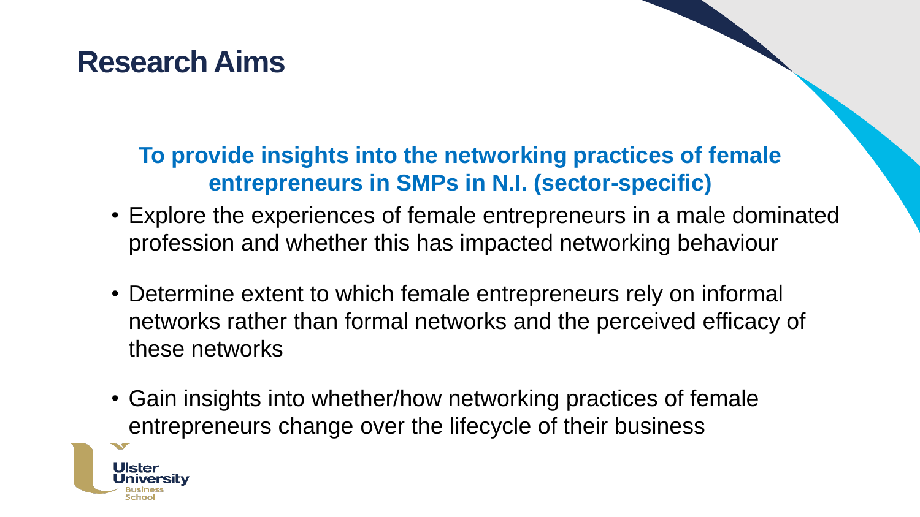# Research Aims

**To provide insights into the networking practices of female entrepreneurs in SMPs in N.I. (sector-specific)**

- Explore the experiences of female entrepreneurs in a male dominated profession and whether this has impacted networking behaviour
- Determine extent to which female entrepreneurs rely on informal networks rather than formal networks and the perceived efficacy of these networks
- Gain insights into whether/how networking practices of female entrepreneurs change over the lifecycle of their business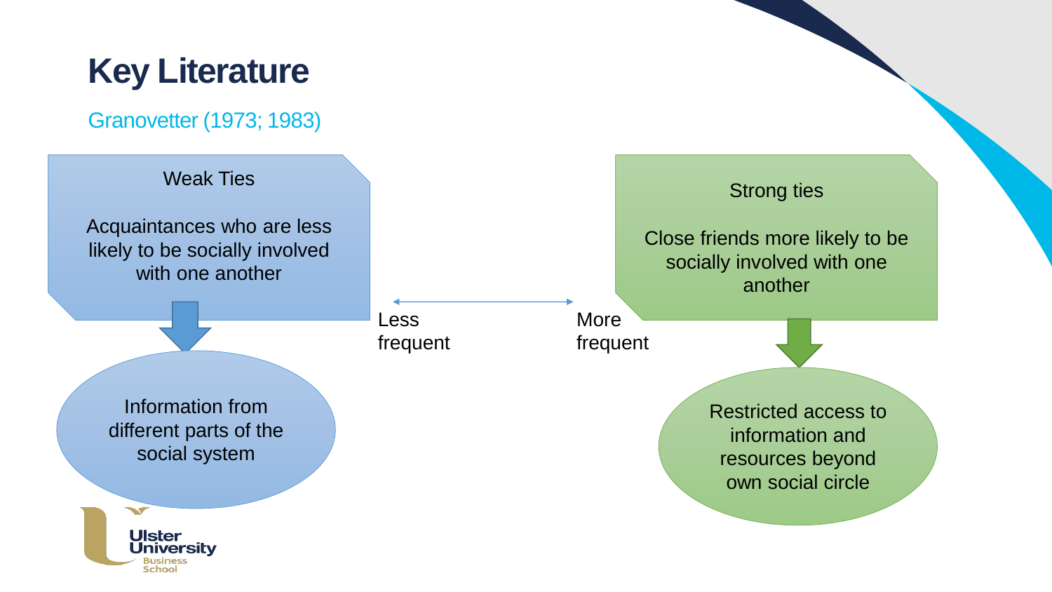# Key Literature

Granovetter (1973; 1983)

**Weak Ties**

Acquaintances who are less likely to be socially involved with one another

Information from different parts of the social system

Less frequent ↔ More frequent

**Strong ties**

Close friends more likely to be socially involved with one another

Restricted access to information and resources beyond own social circle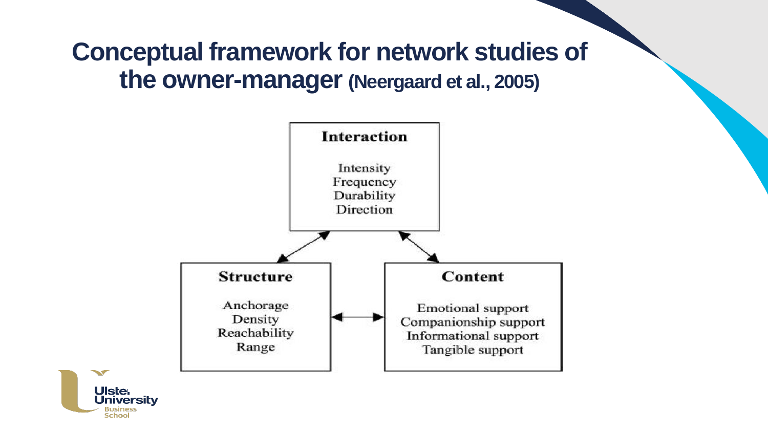# Conceptual framework for network studies of the owner-manager (Neergaard et al., 2005)

**Interaction**

- Intensity
- Frequency
- Durability
- Direction

**Structure**

- Anchorage
- Density
- Reachability
- Range

**Content**

- Emotional support
- Companionship support
- Informational support
- Tangible support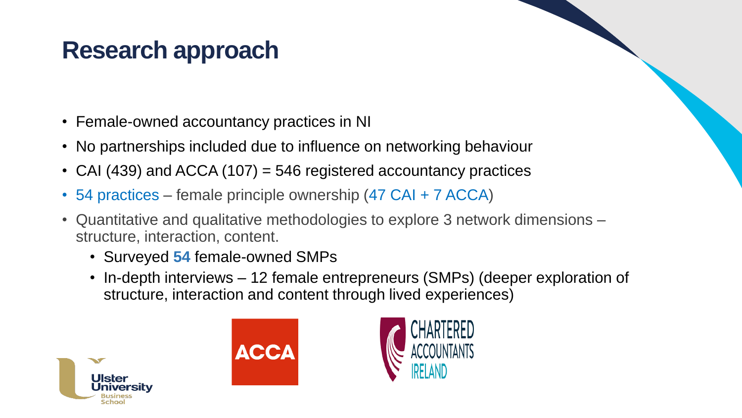# Research approach

- Female-owned accountancy practices in NI
- No partnerships included due to influence on networking behaviour
- CAI (439) and ACCA (107) = 546 registered accountancy practices
- 54 practices – female principle ownership (47 CAI + 7 ACCA)
- Quantitative and qualitative methodologies to explore 3 network dimensions – structure, interaction, content.
  - Surveyed **54** female-owned SMPs
  - In-depth interviews – 12 female entrepreneurs (SMPs) (deeper exploration of structure, interaction and content through lived experiences)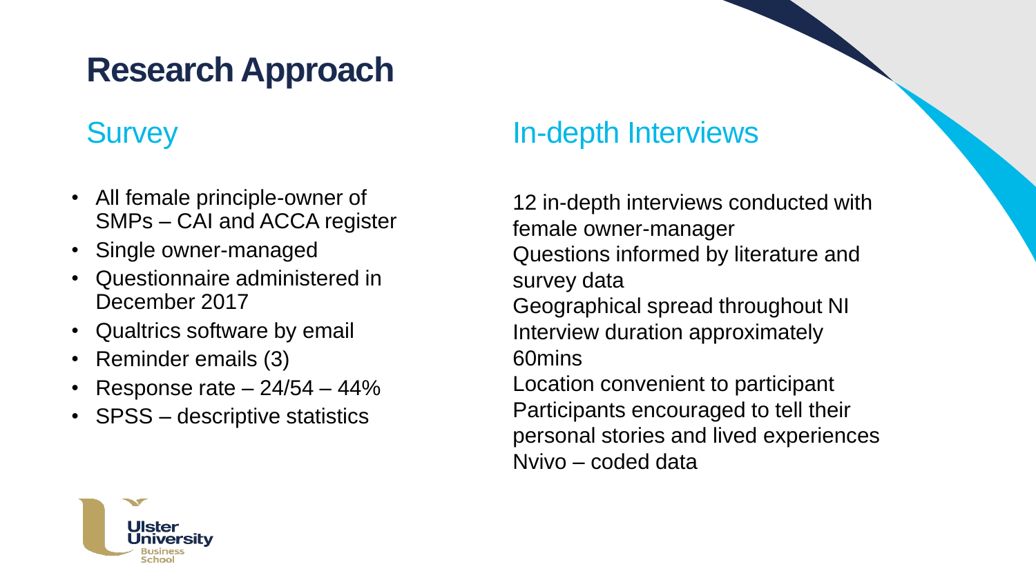# Research Approach

## Survey

- All female principle-owner of SMPs – CAI and ACCA register
- Single owner-managed
- Questionnaire administered in December 2017
- Qualtrics software by email
- Reminder emails (3)
- Response rate – 24/54 – 44%
- SPSS – descriptive statistics

## In-depth Interviews

12 in-depth interviews conducted with female owner-manager
Questions informed by literature and survey data
Geographical spread throughout NI
Interview duration approximately 60mins
Location convenient to participant
Participants encouraged to tell their personal stories and lived experiences
Nvivo – coded data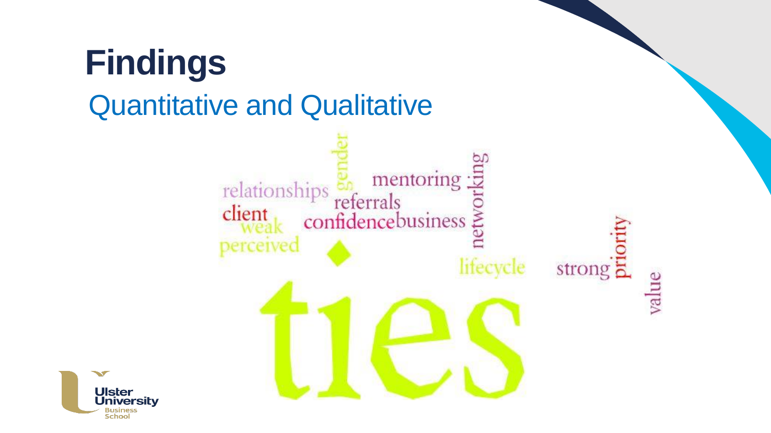# Findings

## Quantitative and Qualitative

relationships gender mentoring networking referrals client weak confidence business perceived lifecycle strong priority value ties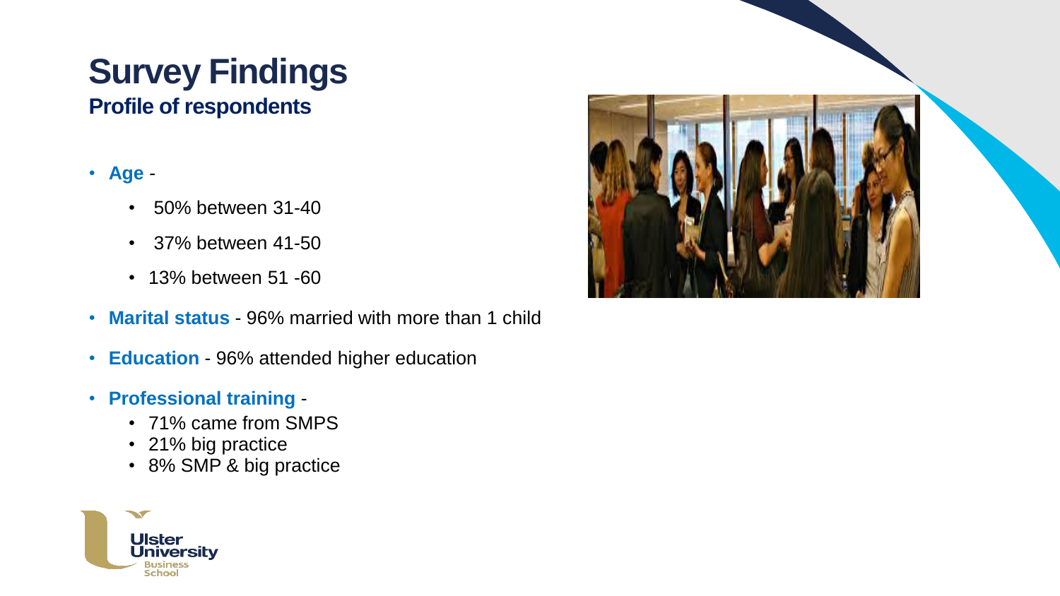# Survey Findings

## Profile of respondents

- **Age** -
  - 50% between 31-40
  - 37% between 41-50
  - 13% between 51 -60
- **Marital status** - 96% married with more than 1 child
- **Education** - 96% attended higher education
- **Professional training** -
  - 71% came from SMPS
  - 21% big practice
  - 8% SMP & big practice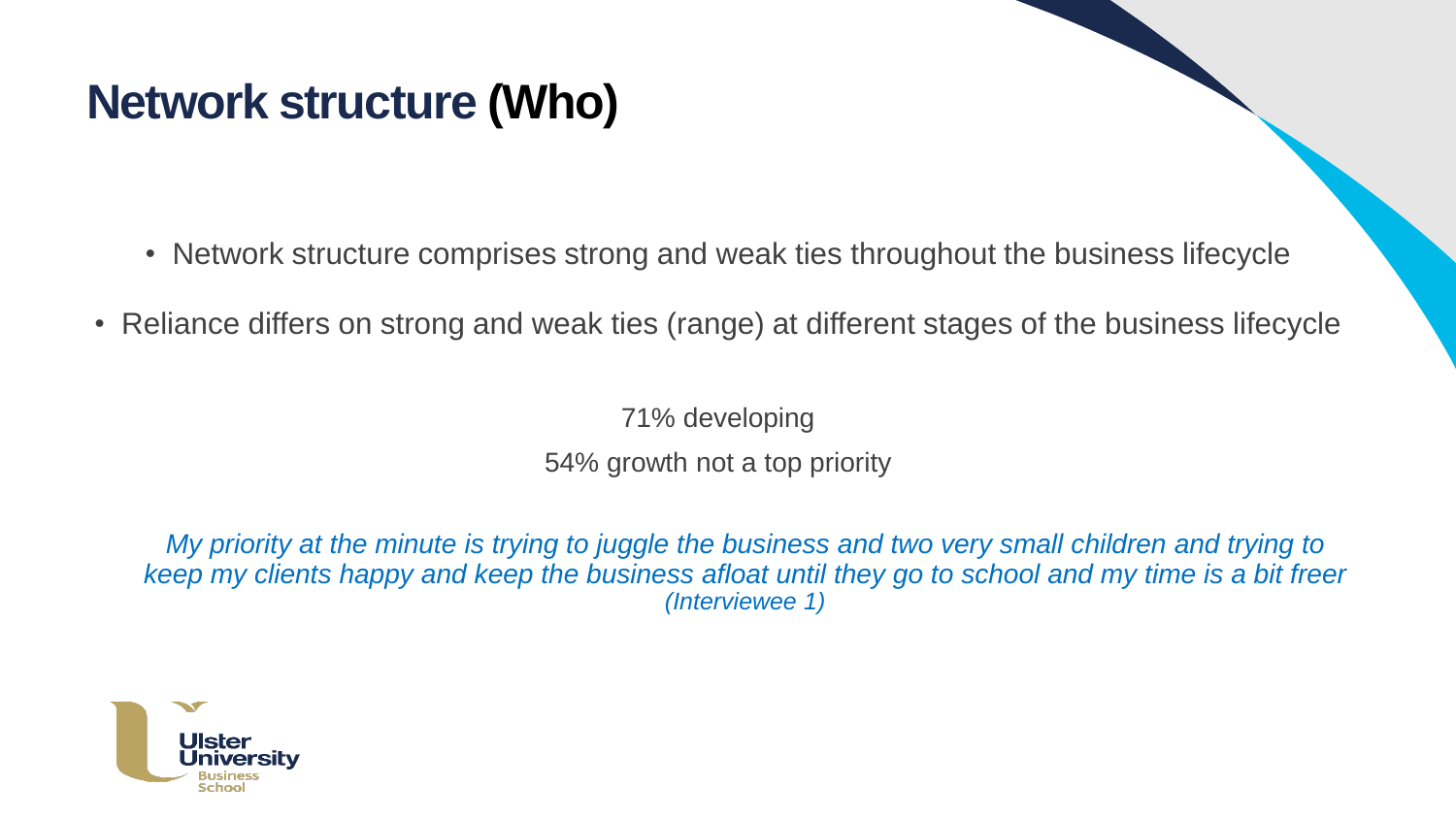# Network structure (Who)

- Network structure comprises strong and weak ties throughout the business lifecycle
- Reliance differs on strong and weak ties (range) at different stages of the business lifecycle

71% developing

54% growth not a top priority

*My priority at the minute is trying to juggle the business and two very small children and trying to keep my clients happy and keep the business afloat until they go to school and my time is a bit freer (Interviewee 1)*

Ulster University Business School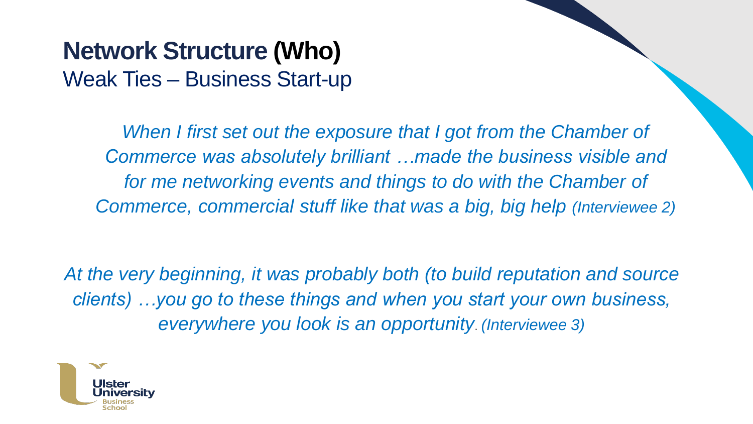# Network Structure (Who)

## Weak Ties – Business Start-up

*When I first set out the exposure that I got from the Chamber of Commerce was absolutely brilliant …made the business visible and for me networking events and things to do with the Chamber of Commerce, commercial stuff like that was a big, big help (Interviewee 2)*

*At the very beginning, it was probably both (to build reputation and source clients) …you go to these things and when you start your own business, everywhere you look is an opportunity. (Interviewee 3)*

Ulster University Business School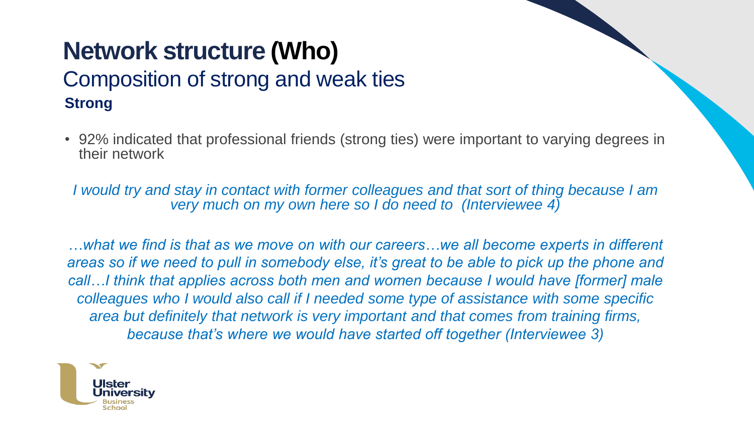# Network structure (Who)

## Composition of strong and weak ties

### Strong

- 92% indicated that professional friends (strong ties) were important to varying degrees in their network

*I would try and stay in contact with former colleagues and that sort of thing because I am very much on my own here so I do need to (Interviewee 4)*

*…what we find is that as we move on with our careers…we all become experts in different areas so if we need to pull in somebody else, it's great to be able to pick up the phone and call…I think that applies across both men and women because I would have [former] male colleagues who I would also call if I needed some type of assistance with some specific area but definitely that network is very important and that comes from training firms, because that's where we would have started off together (Interviewee 3)*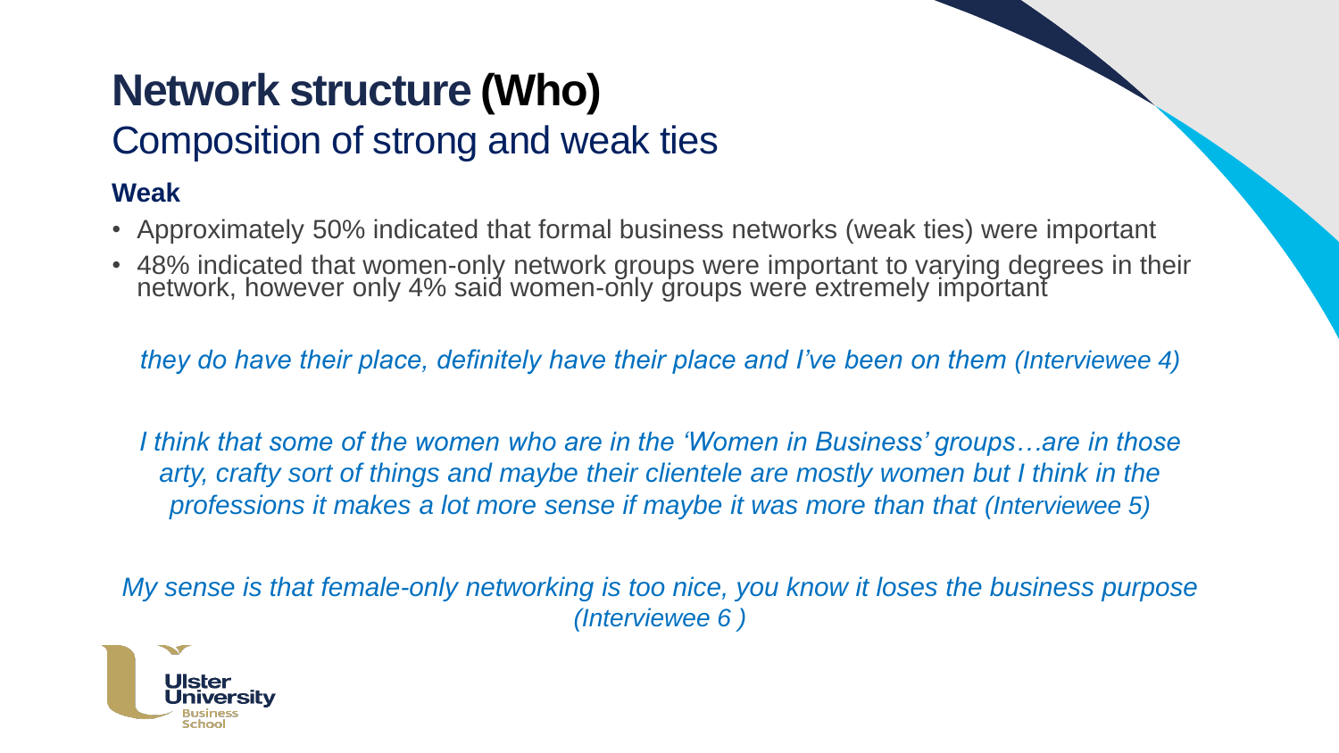# Network structure (Who)

## Composition of strong and weak ties

### Weak

- Approximately 50% indicated that formal business networks (weak ties) were important
- 48% indicated that women-only network groups were important to varying degrees in their network, however only 4% said women-only groups were extremely important

*they do have their place, definitely have their place and I've been on them (Interviewee 4)*

*I think that some of the women who are in the 'Women in Business' groups…are in those arty, crafty sort of things and maybe their clientele are mostly women but I think in the professions it makes a lot more sense if maybe it was more than that (Interviewee 5)*

*My sense is that female-only networking is too nice, you know it loses the business purpose (Interviewee 6 )*

Ulster University Business School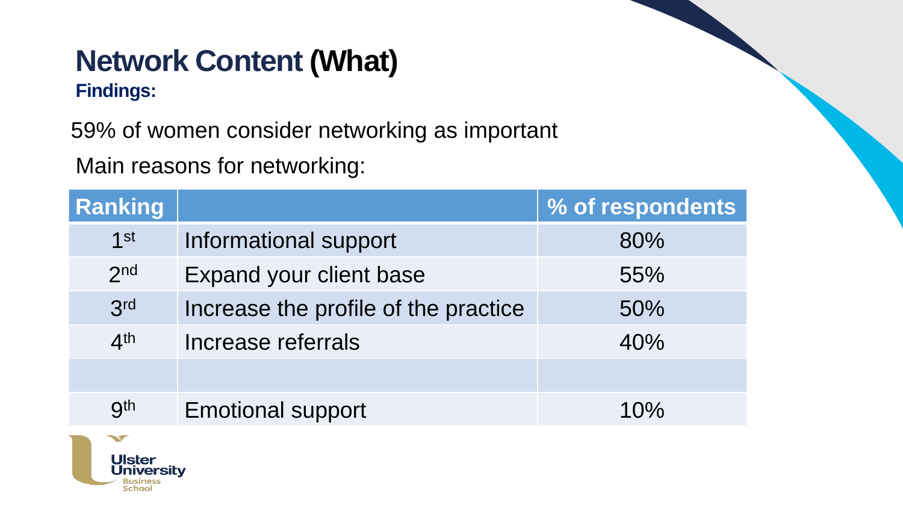# Network Content (What)

**Findings:**

59% of women consider networking as important

Main reasons for networking:

| Ranking | | % of respondents |
|---|---|---|
| 1st | Informational support | 80% |
| 2nd | Expand your client base | 55% |
| 3rd | Increase the profile of the practice | 50% |
| 4th | Increase referrals | 40% |
| | | |
| 9th | Emotional support | 10% |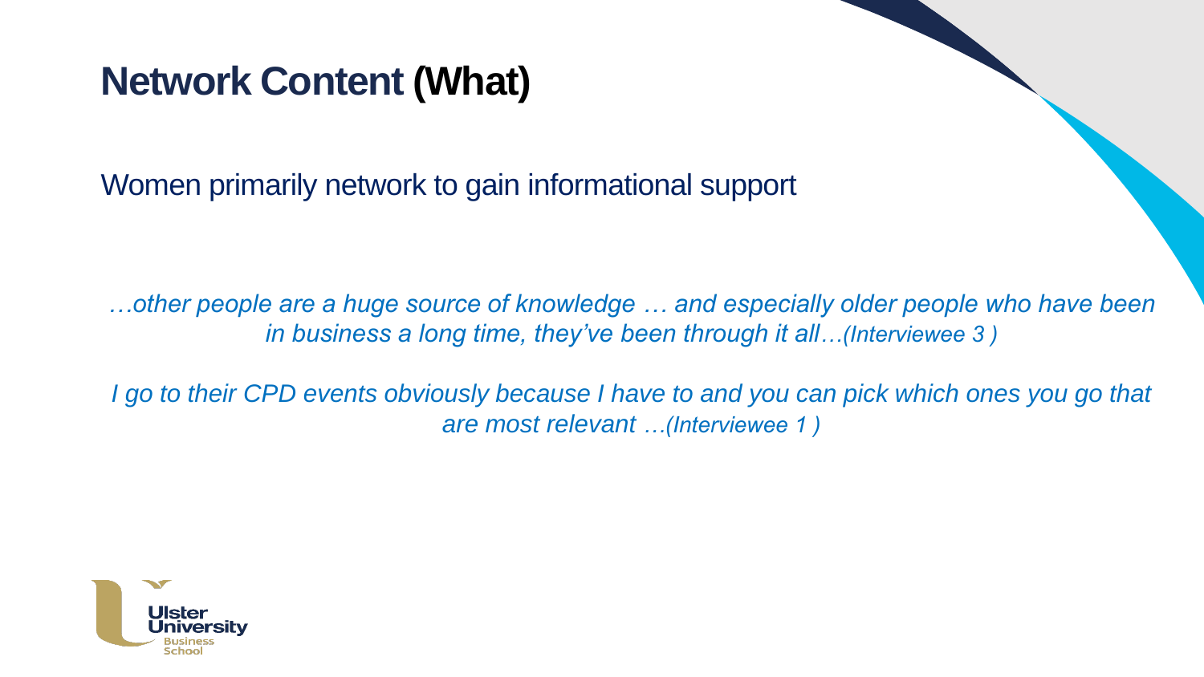# Network Content **(What)**

Women primarily network to gain informational support

*…other people are a huge source of knowledge … and especially older people who have been in business a long time, they've been through it all…(Interviewee 3 )*

*I go to their CPD events obviously because I have to and you can pick which ones you go that are most relevant …(Interviewee 1 )*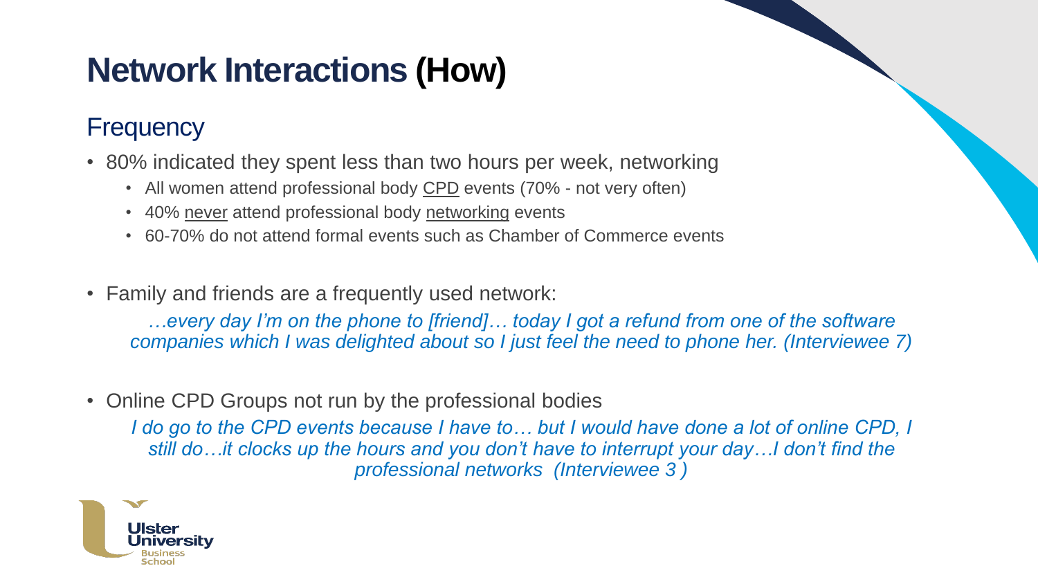# Network Interactions (How)

## Frequency

- 80% indicated they spent less than two hours per week, networking
  - All women attend professional body CPD events (70% - not very often)
  - 40% never attend professional body networking events
  - 60-70% do not attend formal events such as Chamber of Commerce events
- Family and friends are a frequently used network:

  *…every day I'm on the phone to [friend]… today I got a refund from one of the software companies which I was delighted about so I just feel the need to phone her. (Interviewee 7)*

- Online CPD Groups not run by the professional bodies

  *I do go to the CPD events because I have to… but I would have done a lot of online CPD, I still do…it clocks up the hours and you don't have to interrupt your day…I don't find the professional networks (Interviewee 3 )*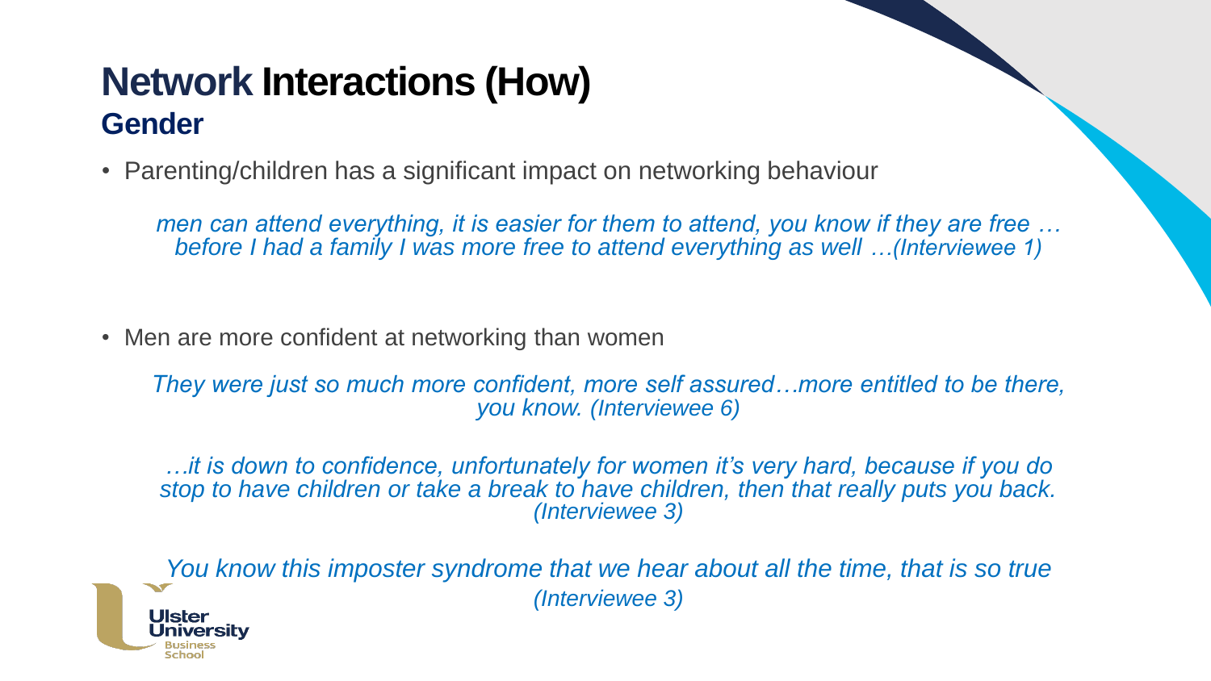# Network Interactions (How)

## Gender

- Parenting/children has a significant impact on networking behaviour

*men can attend everything, it is easier for them to attend, you know if they are free … before I had a family I was more free to attend everything as well …(Interviewee 1)*

- Men are more confident at networking than women

*They were just so much more confident, more self assured…more entitled to be there, you know. (Interviewee 6)*

*…it is down to confidence, unfortunately for women it's very hard, because if you do stop to have children or take a break to have children, then that really puts you back. (Interviewee 3)*

*You know this imposter syndrome that we hear about all the time, that is so true (Interviewee 3)*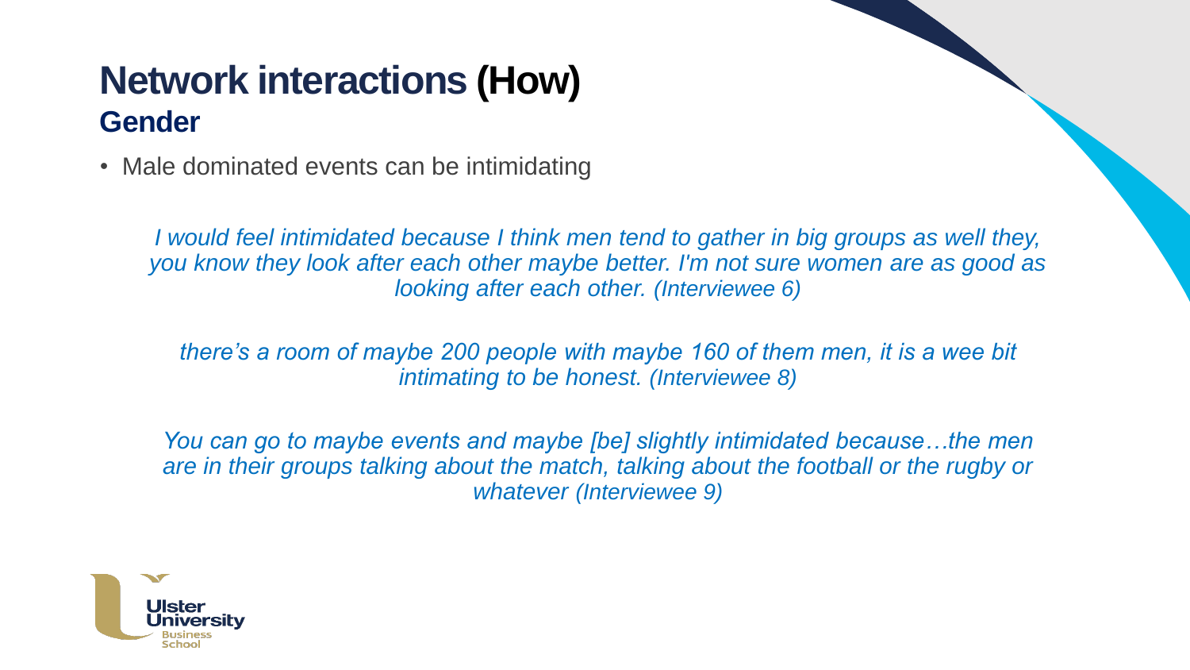# Network interactions (How)

## Gender

- Male dominated events can be intimidating

*I would feel intimidated because I think men tend to gather in big groups as well they, you know they look after each other maybe better. I'm not sure women are as good as looking after each other. (Interviewee 6)*

*there's a room of maybe 200 people with maybe 160 of them men, it is a wee bit intimating to be honest. (Interviewee 8)*

*You can go to maybe events and maybe [be] slightly intimidated because…the men are in their groups talking about the match, talking about the football or the rugby or whatever (Interviewee 9)*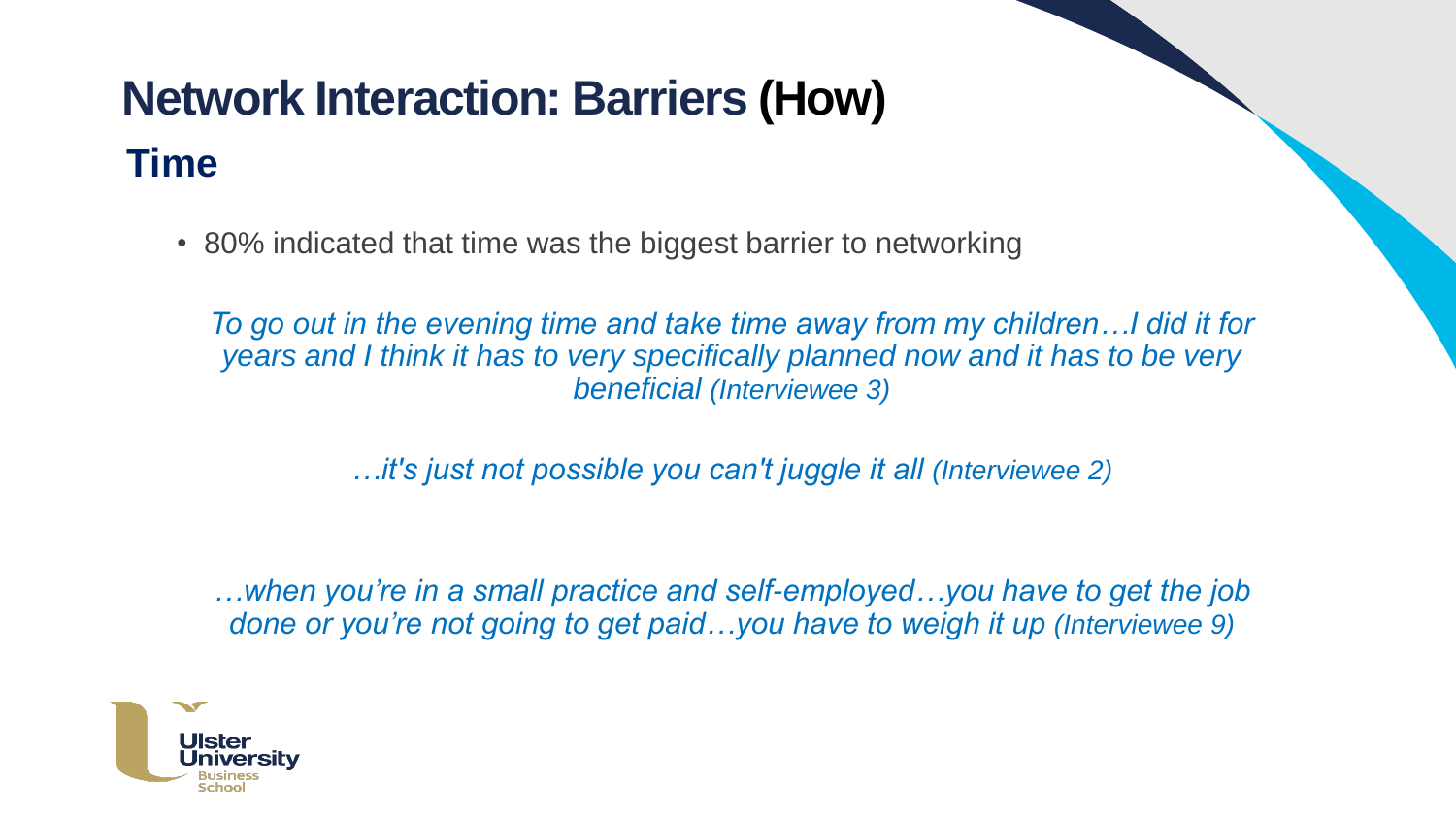# Network Interaction: Barriers **(How)**

## Time

- 80% indicated that time was the biggest barrier to networking

*To go out in the evening time and take time away from my children…I did it for years and I think it has to very specifically planned now and it has to be very beneficial (Interviewee 3)*

*…it's just not possible you can't juggle it all (Interviewee 2)*

*…when you're in a small practice and self-employed…you have to get the job done or you're not going to get paid…you have to weigh it up (Interviewee 9)*

Ulster University Business School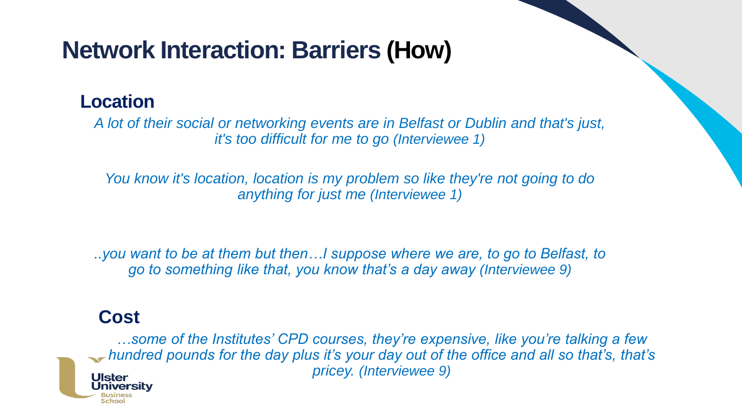# Network Interaction: Barriers (How)

## Location

*A lot of their social or networking events are in Belfast or Dublin and that's just, it's too difficult for me to go (Interviewee 1)*

*You know it's location, location is my problem so like they're not going to do anything for just me (Interviewee 1)*

*..you want to be at them but then…I suppose where we are, to go to Belfast, to go to something like that, you know that's a day away (Interviewee 9)*

## Cost

*…some of the Institutes' CPD courses, they're expensive, like you're talking a few hundred pounds for the day plus it's your day out of the office and all so that's, that's pricey. (Interviewee 9)*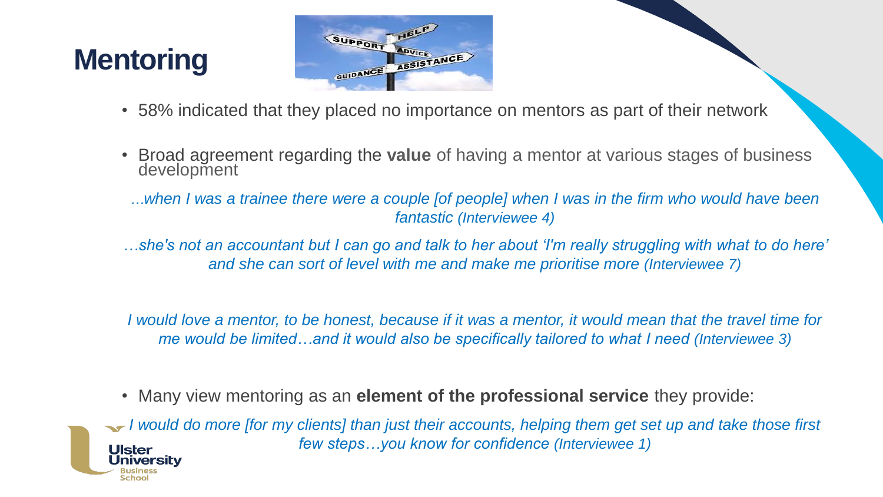# Mentoring

- 58% indicated that they placed no importance on mentors as part of their network
- Broad agreement regarding the **value** of having a mentor at various stages of business development

*…when I was a trainee there were a couple [of people] when I was in the firm who would have been fantastic (Interviewee 4)*

*…she's not an accountant but I can go and talk to her about 'I'm really struggling with what to do here' and she can sort of level with me and make me prioritise more (Interviewee 7)*

*I would love a mentor, to be honest, because if it was a mentor, it would mean that the travel time for me would be limited…and it would also be specifically tailored to what I need (Interviewee 3)*

- Many view mentoring as an **element of the professional service** they provide:

*I would do more [for my clients] than just their accounts, helping them get set up and take those first few steps…you know for confidence (Interviewee 1)*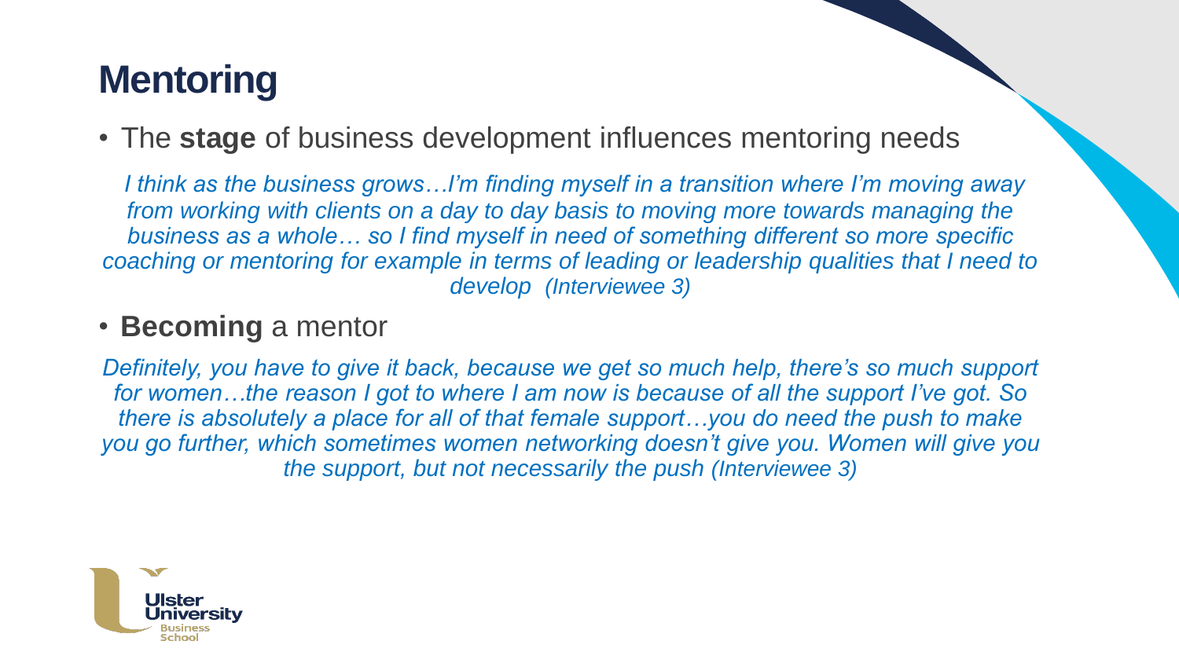# Mentoring

- The **stage** of business development influences mentoring needs

*I think as the business grows…I'm finding myself in a transition where I'm moving away from working with clients on a day to day basis to moving more towards managing the business as a whole… so I find myself in need of something different so more specific coaching or mentoring for example in terms of leading or leadership qualities that I need to develop (Interviewee 3)*

- **Becoming** a mentor

*Definitely, you have to give it back, because we get so much help, there's so much support for women…the reason I got to where I am now is because of all the support I've got. So there is absolutely a place for all of that female support…you do need the push to make you go further, which sometimes women networking doesn't give you. Women will give you the support, but not necessarily the push (Interviewee 3)*

Ulster University Business School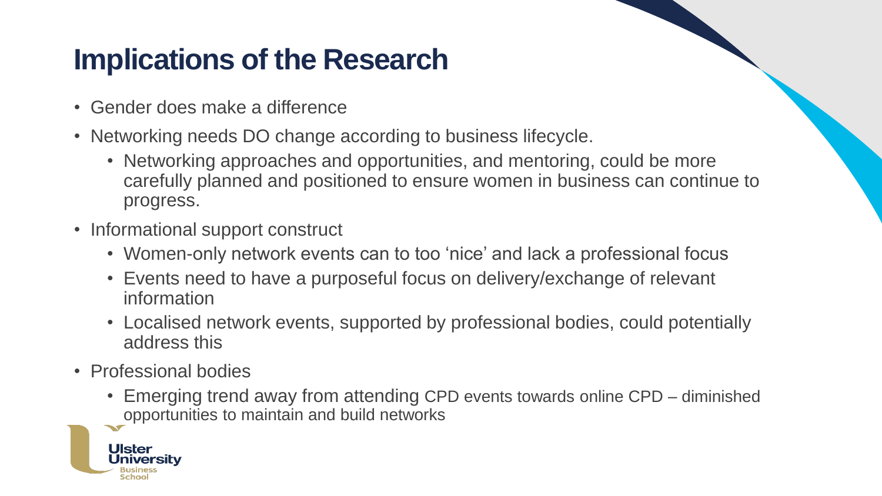# Implications of the Research

- Gender does make a difference
- Networking needs DO change according to business lifecycle.
  - Networking approaches and opportunities, and mentoring, could be more carefully planned and positioned to ensure women in business can continue to progress.
- Informational support construct
  - Women-only network events can to too 'nice' and lack a professional focus
  - Events need to have a purposeful focus on delivery/exchange of relevant information
  - Localised network events, supported by professional bodies, could potentially address this
- Professional bodies
  - Emerging trend away from attending CPD events towards online CPD – diminished opportunities to maintain and build networks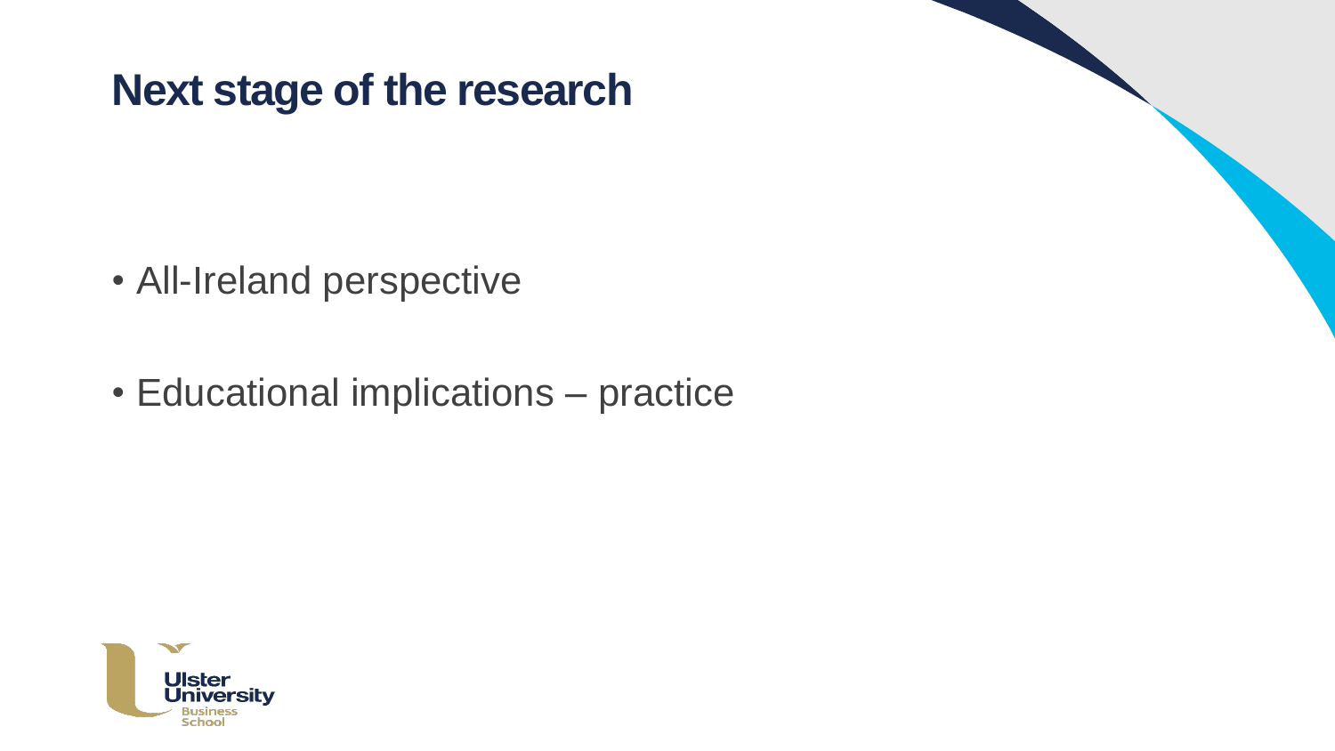# Next stage of the research

- All-Ireland perspective
- Educational implications – practice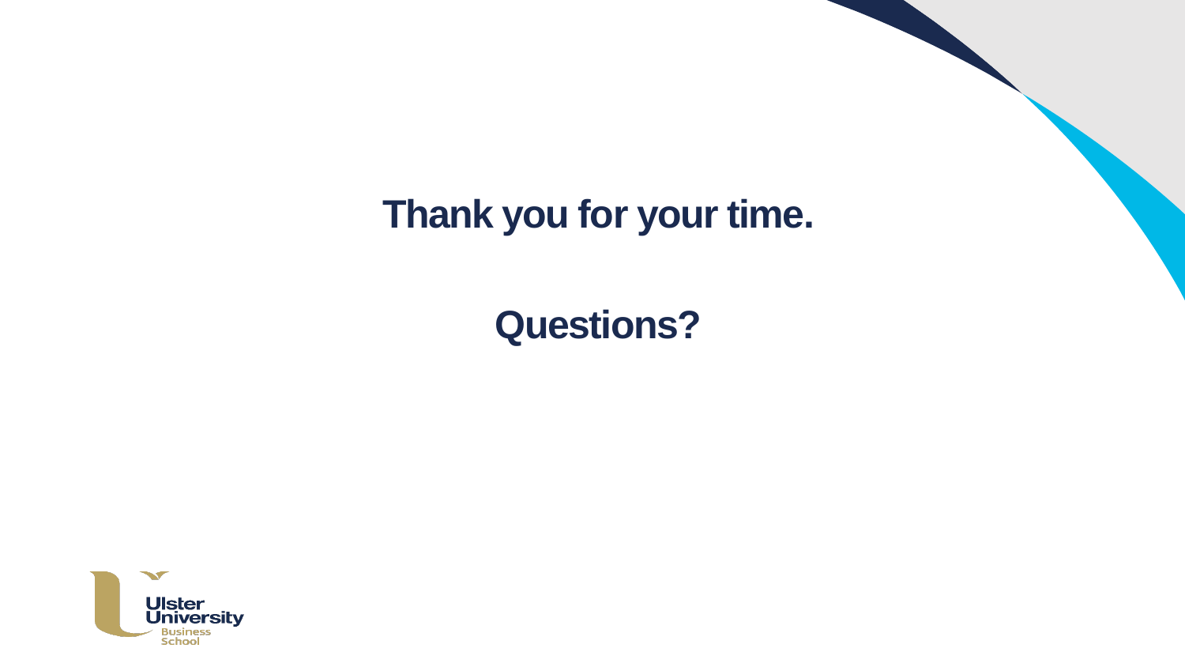**Thank you for your time.**

**Questions?**

Ulster University Business School